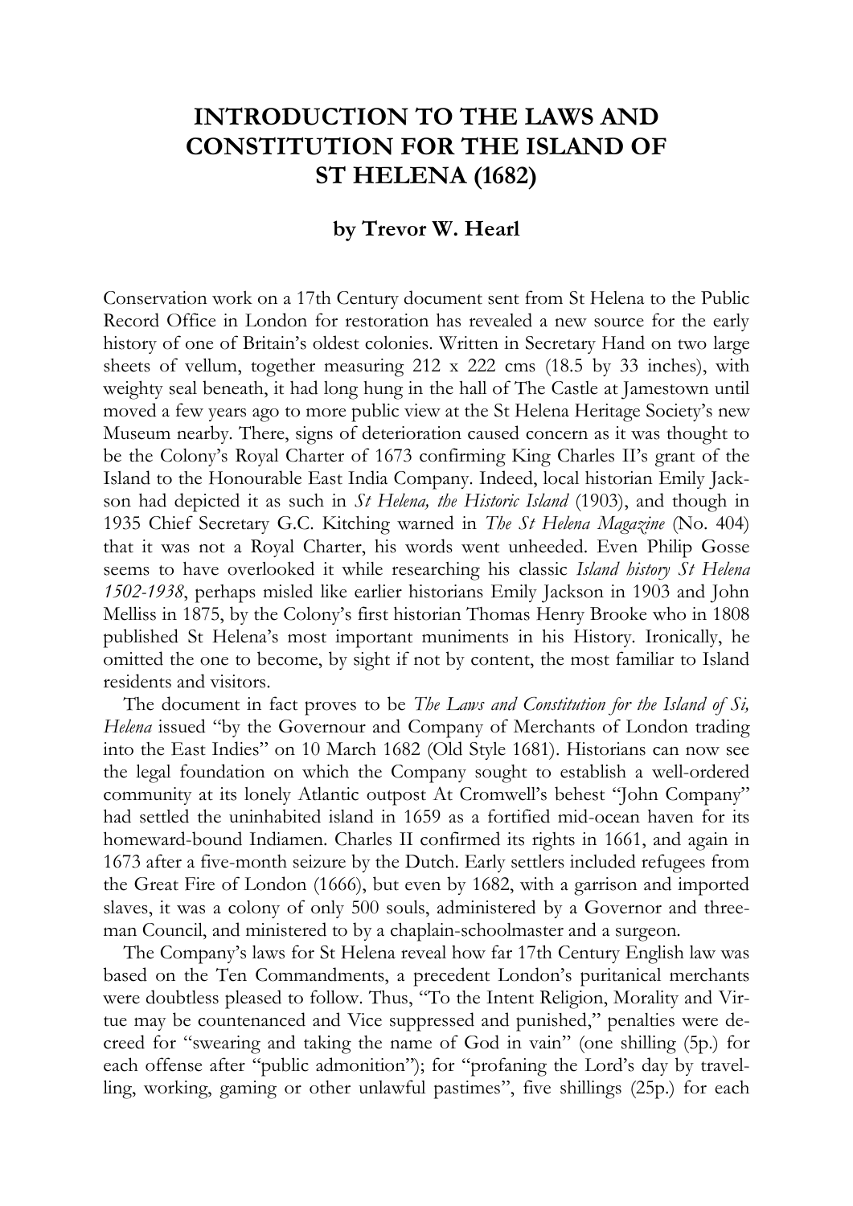# INTRODUCTION TO THE LAWS AND CONSTITUTION FOR THE ISLAND OF ST HELENA (1682)

**by Trevor W. Hearl**

Conservation work on a 17th Century document sent from St Helena to the Public Record Office in London for restoration has revealed a new source for the early history of one of Britain's oldest colonies. Written in Secretary Hand on two large sheets of vellum, together measuring 212 x 222 cms (18.5 by 33 inches), with weighty seal beneath, it had long hung in the hall of The Castle at Jamestown until moved a few years ago to more public view at the St Helena Heritage Society's new Museum nearby. There, signs of deterioration caused concern as it was thought to be the Colony's Royal Charter of 1673 confirming King Charles II's grant of the Island to the Honourable East India Company. Indeed, local historian Emily Jackson had depicted it as such in *St Helena, the Historic Island* (1903), and though in 1935 Chief Secretary G.C. Kitching warned in *The St Helena Magazine* (No. 404) that it was not a Royal Charter, his words went unheeded. Even Philip Gosse seems to have overlooked it while researching his classic *Island history St Helena 1502-1938*, perhaps misled like earlier historians Emily Jackson in 1903 and John Melliss in 1875, by the Colony's first historian Thomas Henry Brooke who in 1808 published St Helena's most important muniments in his History. Ironically, he omitted the one to become, by sight if not by content, the most familiar to Island residents and visitors.

The document in fact proves to be *The Laws and Constitution for the Island of Si, Helena* issued "by the Governour and Company of Merchants of London trading into the East Indies" on 10 March 1682 (Old Style 1681). Historians can now see the legal foundation on which the Company sought to establish a well-ordered community at its lonely Atlantic outpost At Cromwell's behest "John Company" had settled the uninhabited island in 1659 as a fortified mid-ocean haven for its homeward-bound Indiamen. Charles II confirmed its rights in 1661, and again in 1673 after a five-month seizure by the Dutch. Early settlers included refugees from the Great Fire of London (1666), but even by 1682, with a garrison and imported slaves, it was a colony of only 500 souls, administered by a Governor and three-man Council, and ministered to by a chaplain-schoolmaster and a surgeon.

The Company's laws for St Helena reveal how far 17th Century English law was based on the Ten Commandments, a precedent London's puritanical merchants were doubtless pleased to follow. Thus, "To the Intent Religion, Morality and Virtue may be countenanced and Vice suppressed and punished," penalties were decreed for "swearing and taking the name of God in vain" (one shilling (5p.) for each offense after "public admonition"); for "profaning the Lord's day by travelling, working, gaming or other unlawful pastimes", five shillings (25p.) for each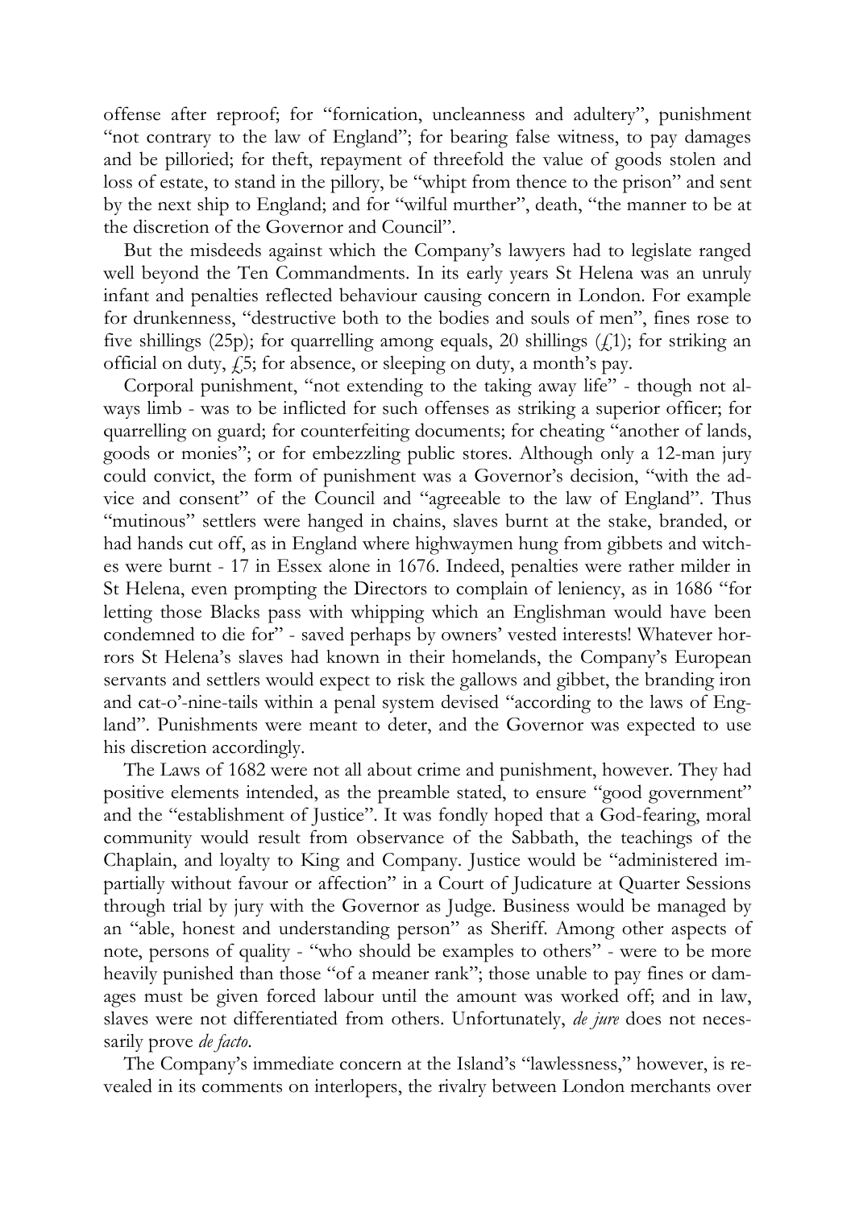offense after reproof; for "fornication, uncleanness and adultery", punishment "not contrary to the law of England"; for bearing false witness, to pay damages and be pilloried; for theft, repayment of threefold the value of goods stolen and loss of estate, to stand in the pillory, be "whipt from thence to the prison" and sent by the next ship to England; and for "wilful murther", death, "the manner to be at the discretion of the Governor and Council".

But the misdeeds against which the Company's lawyers had to legislate ranged well beyond the Ten Commandments. In its early years St Helena was an unruly infant and penalties reflected behaviour causing concern in London. For example for drunkenness, "destructive both to the bodies and souls of men", fines rose to five shillings (25p); for quarrelling among equals, 20 shillings (£1); for striking an official on duty, £5; for absence, or sleeping on duty, a month's pay.

Corporal punishment, "not extending to the taking away life" - though not always limb - was to be inflicted for such offenses as striking a superior officer; for quarrelling on guard; for counterfeiting documents; for cheating "another of lands, goods or monies"; or for embezzling public stores. Although only a 12-man jury could convict, the form of punishment was a Governor's decision, "with the advice and consent" of the Council and "agreeable to the law of England". Thus "mutinous" settlers were hanged in chains, slaves burnt at the stake, branded, or had hands cut off, as in England where highwaymen hung from gibbets and witches were burnt - 17 in Essex alone in 1676. Indeed, penalties were rather milder in St Helena, even prompting the Directors to complain of leniency, as in 1686 "for letting those Blacks pass with whipping which an Englishman would have been condemned to die for" - saved perhaps by owners' vested interests! Whatever horrors St Helena's slaves had known in their homelands, the Company's European servants and settlers would expect to risk the gallows and gibbet, the branding iron and cat-o'-nine-tails within a penal system devised "according to the laws of England". Punishments were meant to deter, and the Governor was expected to use his discretion accordingly.

The Laws of 1682 were not all about crime and punishment, however. They had positive elements intended, as the preamble stated, to ensure "good government" and the "establishment of Justice". It was fondly hoped that a God-fearing, moral community would result from observance of the Sabbath, the teachings of the Chaplain, and loyalty to King and Company. Justice would be "administered impartially without favour or affection" in a Court of Judicature at Quarter Sessions through trial by jury with the Governor as Judge. Business would be managed by an "able, honest and understanding person" as Sheriff. Among other aspects of note, persons of quality - "who should be examples to others" - were to be more heavily punished than those "of a meaner rank"; those unable to pay fines or damages must be given forced labour until the amount was worked off; and in law, slaves were not differentiated from others. Unfortunately, *de jure* does not necessarily prove *de facto*.

The Company's immediate concern at the Island's "lawlessness," however, is revealed in its comments on interlopers, the rivalry between London merchants over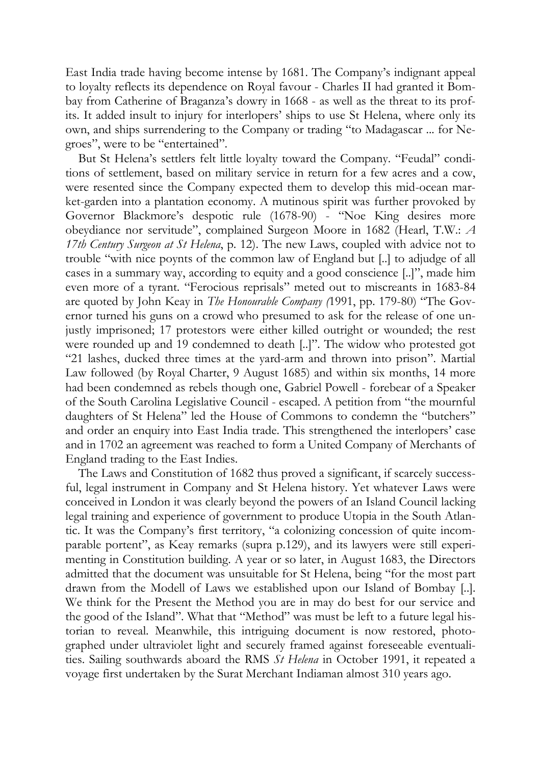East India trade having become intense by 1681. The Company's indignant appeal to loyalty reflects its dependence on Royal favour - Charles II had granted it Bombay from Catherine of Braganza's dowry in 1668 - as well as the threat to its profits. It added insult to injury for interlopers' ships to use St Helena, where only its own, and ships surrendering to the Company or trading "to Madagascar ... for Negroes", were to be "entertained".

But St Helena's settlers felt little loyalty toward the Company. "Feudal" conditions of settlement, based on military service in return for a few acres and a cow, were resented since the Company expected them to develop this mid-ocean market-garden into a plantation economy. A mutinous spirit was further provoked by Governor Blackmore's despotic rule (1678-90) - "Noe King desires more obeydiance nor servitude", complained Surgeon Moore in 1682 (Hearl, T.W.: *A 17th Century Surgeon at St Helena*, p. 12). The new Laws, coupled with advice not to trouble "with nice poynts of the common law of England but [..] to adjudge of all cases in a summary way, according to equity and a good conscience [..]", made him even more of a tyrant. "Ferocious reprisals" meted out to miscreants in 1683-84 are quoted by John Keay in *The Honourable Company (*1991, pp. 179-80) "The Governor turned his guns on a crowd who presumed to ask for the release of one unjustly imprisoned; 17 protestors were either killed outright or wounded; the rest were rounded up and 19 condemned to death [..]". The widow who protested got "21 lashes, ducked three times at the yard-arm and thrown into prison". Martial Law followed (by Royal Charter, 9 August 1685) and within six months, 14 more had been condemned as rebels though one, Gabriel Powell - forebear of a Speaker of the South Carolina Legislative Council - escaped. A petition from "the mournful daughters of St Helena" led the House of Commons to condemn the "butchers" and order an enquiry into East India trade. This strengthened the interlopers' case and in 1702 an agreement was reached to form a United Company of Merchants of England trading to the East Indies.

The Laws and Constitution of 1682 thus proved a significant, if scarcely successful, legal instrument in Company and St Helena history. Yet whatever Laws were conceived in London it was clearly beyond the powers of an Island Council lacking legal training and experience of government to produce Utopia in the South Atlantic. It was the Company's first territory, "a colonizing concession of quite incomparable portent", as Keay remarks (supra p.129), and its lawyers were still experimenting in Constitution building. A year or so later, in August 1683, the Directors admitted that the document was unsuitable for St Helena, being "for the most part drawn from the Modell of Laws we established upon our Island of Bombay [..]. We think for the Present the Method you are in may do best for our service and the good of the Island". What that "Method" was must be left to a future legal historian to reveal. Meanwhile, this intriguing document is now restored, photographed under ultraviolet light and securely framed against foreseeable eventualities. Sailing southwards aboard the RMS *St Helena* in October 1991, it repeated a voyage first undertaken by the Surat Merchant Indiaman almost 310 years ago.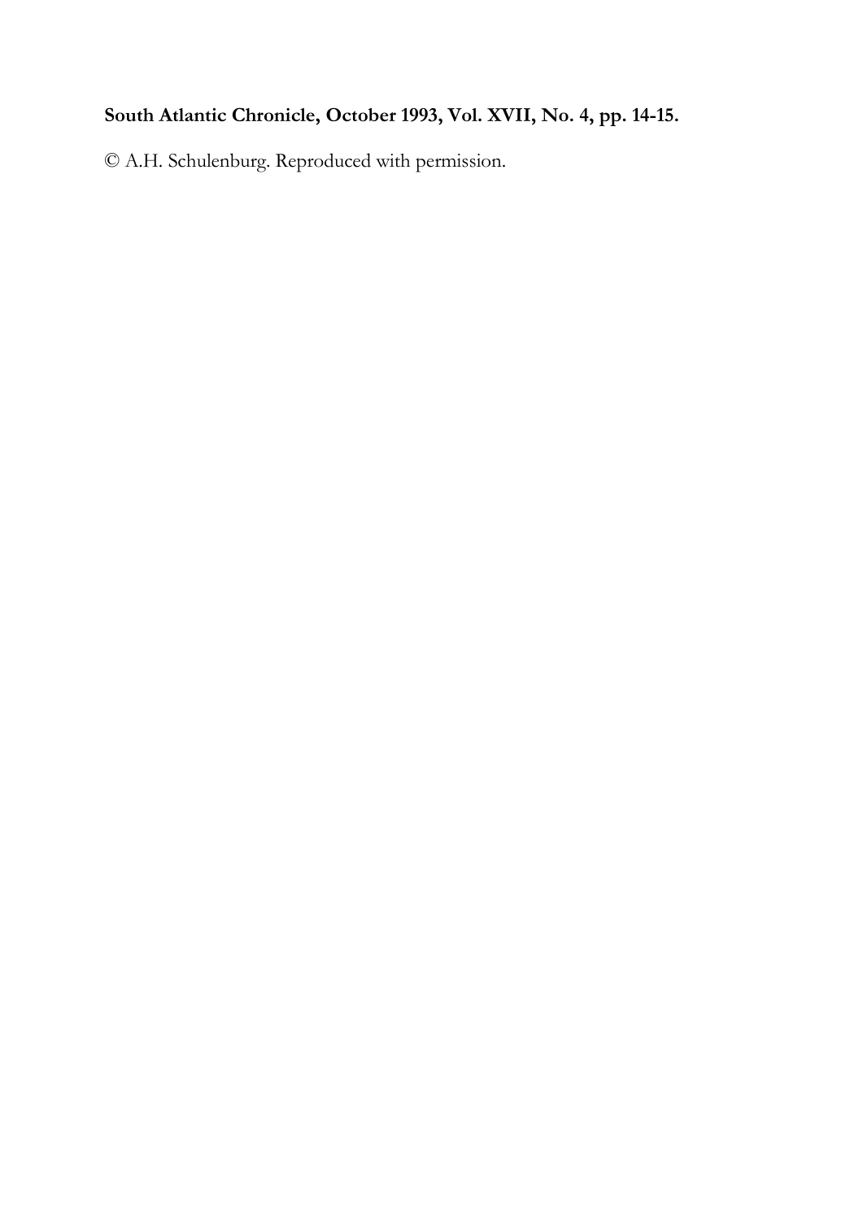**South Atlantic Chronicle, October 1993, Vol. XVII, No. 4, pp. 14-15.**

© A.H. Schulenburg. Reproduced with permission.